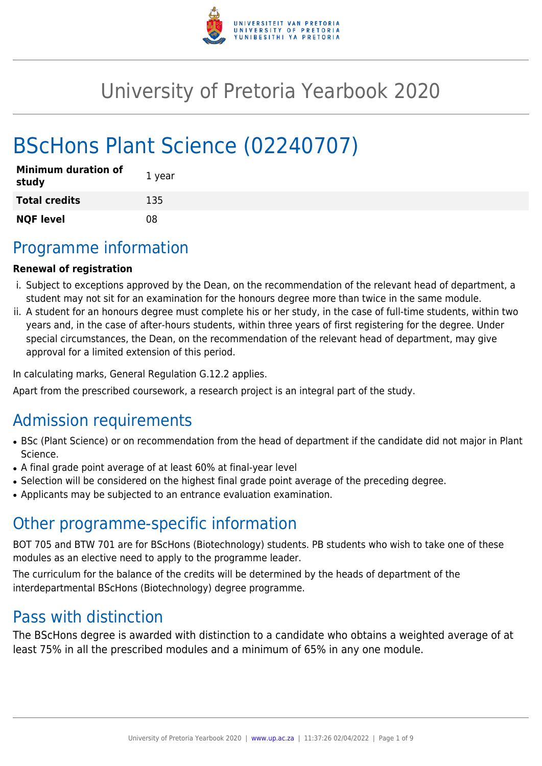# University of Pretoria Yearbook 2020

# BScHons Plant Science (02240707)

| | |
|---|---|
| **Minimum duration of study** | 1 year |
| **Total credits** | 135 |
| **NQF level** | 08 |

## Programme information

**Renewal of registration**

i. Subject to exceptions approved by the Dean, on the recommendation of the relevant head of department, a student may not sit for an examination for the honours degree more than twice in the same module.
ii. A student for an honours degree must complete his or her study, in the case of full-time students, within two years and, in the case of after-hours students, within three years of first registering for the degree. Under special circumstances, the Dean, on the recommendation of the relevant head of department, may give approval for a limited extension of this period.

In calculating marks, General Regulation G.12.2 applies.

Apart from the prescribed coursework, a research project is an integral part of the study.

## Admission requirements

- BSc (Plant Science) or on recommendation from the head of department if the candidate did not major in Plant Science.
- A final grade point average of at least 60% at final-year level
- Selection will be considered on the highest final grade point average of the preceding degree.
- Applicants may be subjected to an entrance evaluation examination.

## Other programme-specific information

BOT 705 and BTW 701 are for BScHons (Biotechnology) students. PB students who wish to take one of these modules as an elective need to apply to the programme leader.

The curriculum for the balance of the credits will be determined by the heads of department of the interdepartmental BScHons (Biotechnology) degree programme.

## Pass with distinction

The BScHons degree is awarded with distinction to a candidate who obtains a weighted average of at least 75% in all the prescribed modules and a minimum of 65% in any one module.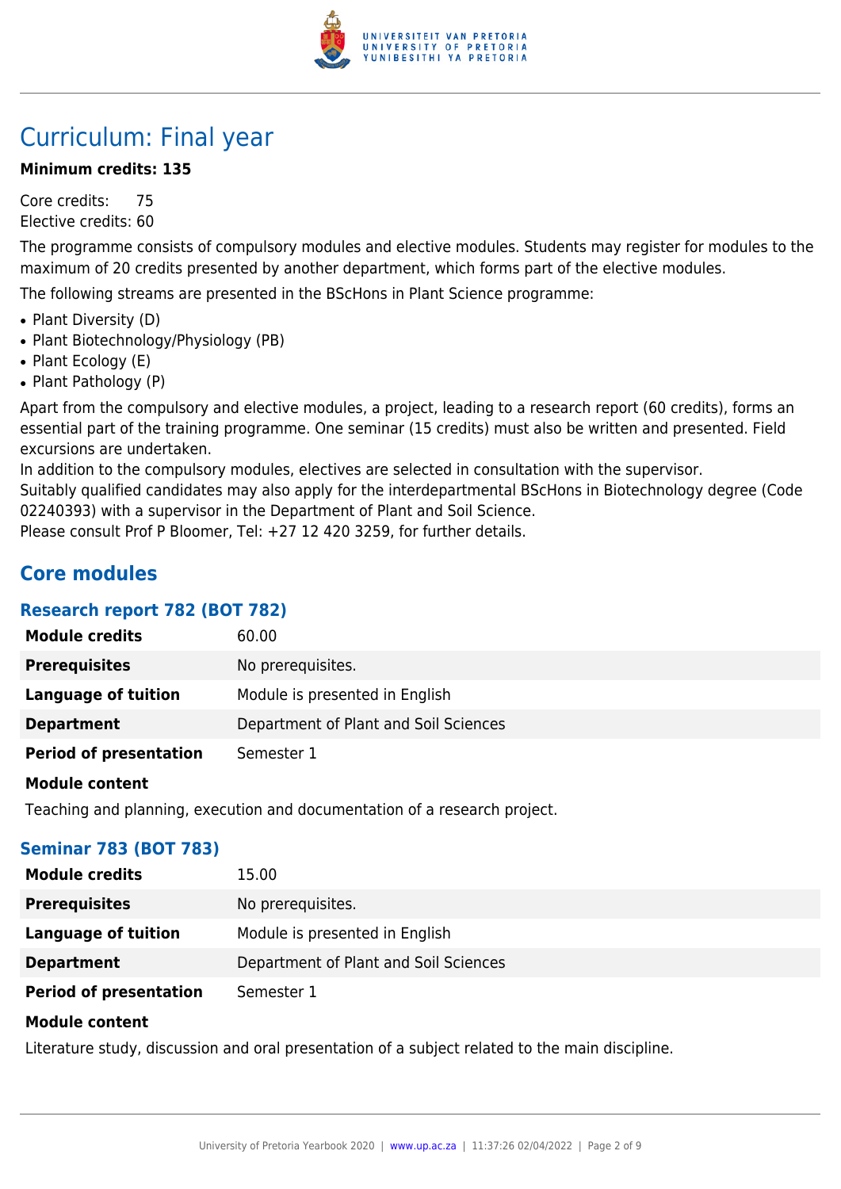# Curriculum: Final year

**Minimum credits: 135**

Core credits: 75
Elective credits: 60

The programme consists of compulsory modules and elective modules. Students may register for modules to the maximum of 20 credits presented by another department, which forms part of the elective modules.

The following streams are presented in the BScHons in Plant Science programme:

- Plant Diversity (D)
- Plant Biotechnology/Physiology (PB)
- Plant Ecology (E)
- Plant Pathology (P)

Apart from the compulsory and elective modules, a project, leading to a research report (60 credits), forms an essential part of the training programme. One seminar (15 credits) must also be written and presented. Field excursions are undertaken.
In addition to the compulsory modules, electives are selected in consultation with the supervisor.
Suitably qualified candidates may also apply for the interdepartmental BScHons in Biotechnology degree (Code 02240393) with a supervisor in the Department of Plant and Soil Science.
Please consult Prof P Bloomer, Tel: +27 12 420 3259, for further details.

## Core modules

### Research report 782 (BOT 782)

| | |
|---|---|
| **Module credits** | 60.00 |
| **Prerequisites** | No prerequisites. |
| **Language of tuition** | Module is presented in English |
| **Department** | Department of Plant and Soil Sciences |
| **Period of presentation** | Semester 1 |

**Module content**

Teaching and planning, execution and documentation of a research project.

### Seminar 783 (BOT 783)

| | |
|---|---|
| **Module credits** | 15.00 |
| **Prerequisites** | No prerequisites. |
| **Language of tuition** | Module is presented in English |
| **Department** | Department of Plant and Soil Sciences |
| **Period of presentation** | Semester 1 |

**Module content**

Literature study, discussion and oral presentation of a subject related to the main discipline.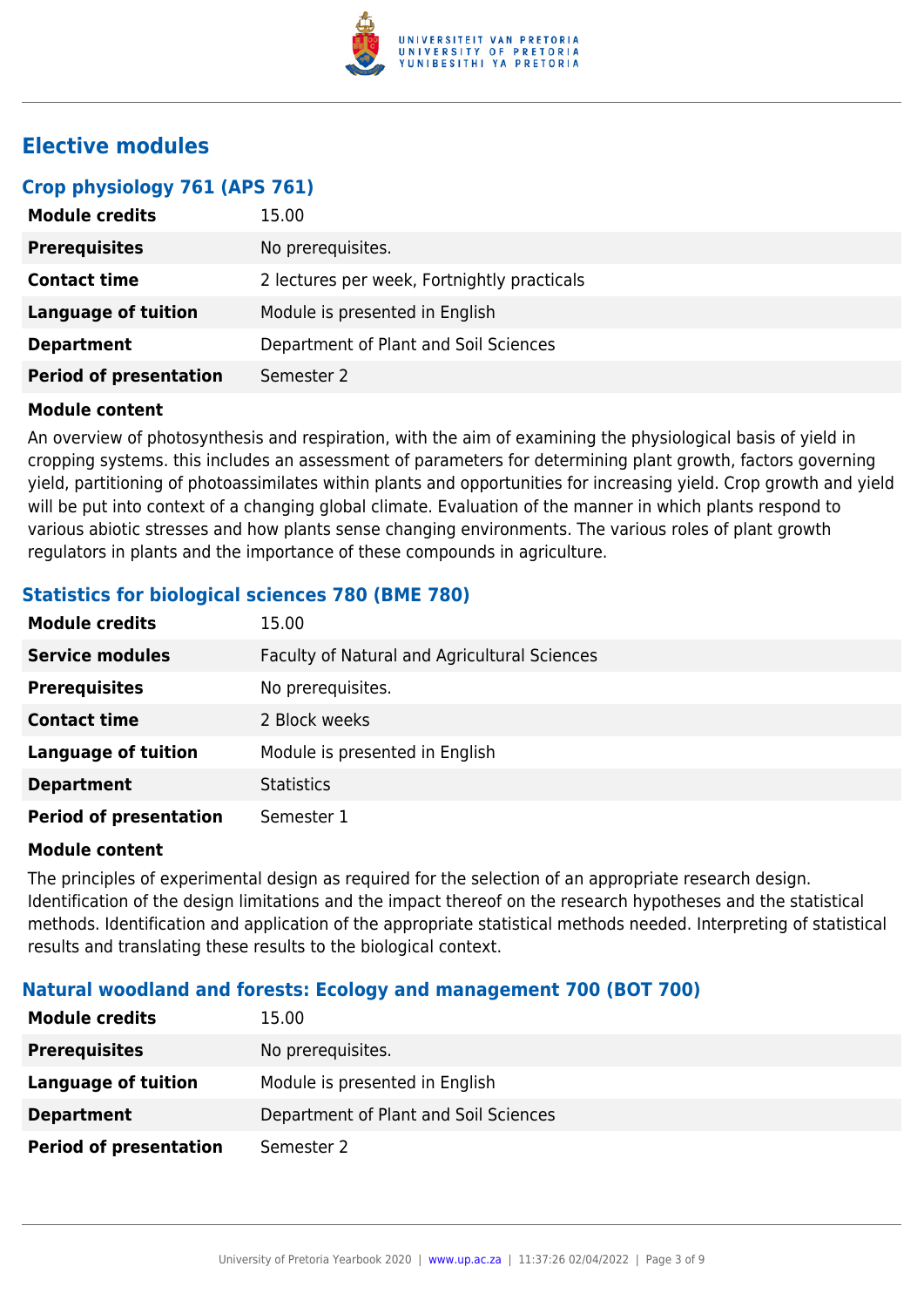## Elective modules

### Crop physiology 761 (APS 761)

| | |
|---|---|
| **Module credits** | 15.00 |
| **Prerequisites** | No prerequisites. |
| **Contact time** | 2 lectures per week, Fortnightly practicals |
| **Language of tuition** | Module is presented in English |
| **Department** | Department of Plant and Soil Sciences |
| **Period of presentation** | Semester 2 |

**Module content**

An overview of photosynthesis and respiration, with the aim of examining the physiological basis of yield in cropping systems. this includes an assessment of parameters for determining plant growth, factors governing yield, partitioning of photoassimilates within plants and opportunities for increasing yield. Crop growth and yield will be put into context of a changing global climate. Evaluation of the manner in which plants respond to various abiotic stresses and how plants sense changing environments. The various roles of plant growth regulators in plants and the importance of these compounds in agriculture.

### Statistics for biological sciences 780 (BME 780)

| | |
|---|---|
| **Module credits** | 15.00 |
| **Service modules** | Faculty of Natural and Agricultural Sciences |
| **Prerequisites** | No prerequisites. |
| **Contact time** | 2 Block weeks |
| **Language of tuition** | Module is presented in English |
| **Department** | Statistics |
| **Period of presentation** | Semester 1 |

**Module content**

The principles of experimental design as required for the selection of an appropriate research design. Identification of the design limitations and the impact thereof on the research hypotheses and the statistical methods. Identification and application of the appropriate statistical methods needed. Interpreting of statistical results and translating these results to the biological context.

### Natural woodland and forests: Ecology and management 700 (BOT 700)

| | |
|---|---|
| **Module credits** | 15.00 |
| **Prerequisites** | No prerequisites. |
| **Language of tuition** | Module is presented in English |
| **Department** | Department of Plant and Soil Sciences |
| **Period of presentation** | Semester 2 |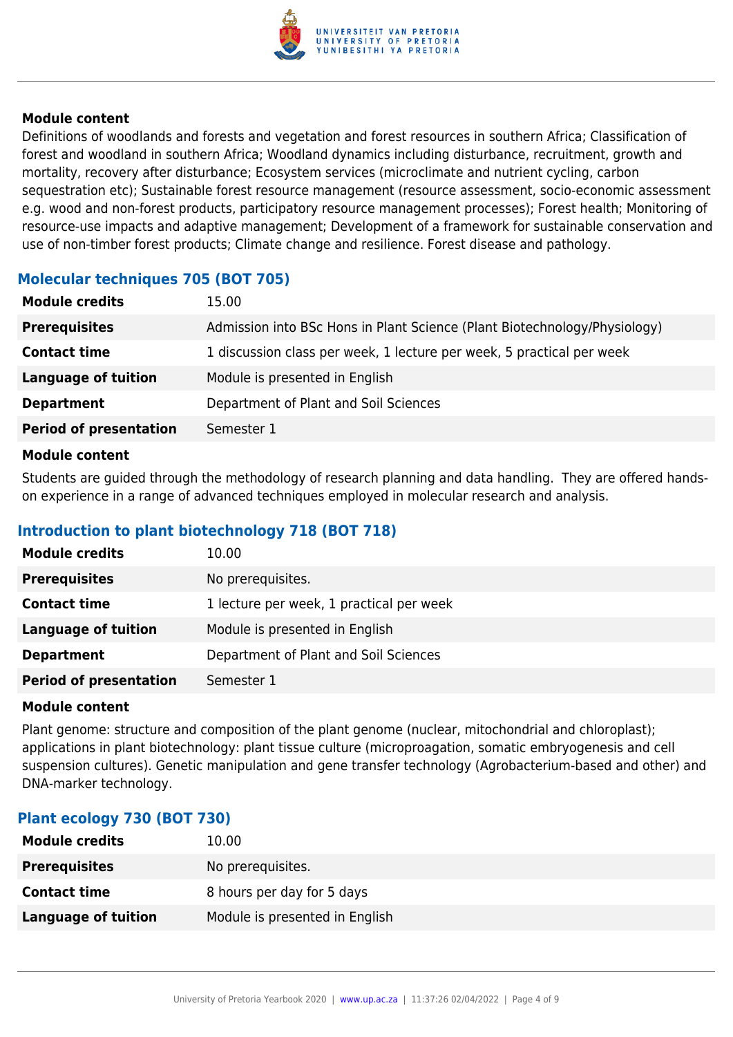#### Module content

Definitions of woodlands and forests and vegetation and forest resources in southern Africa; Classification of forest and woodland in southern Africa; Woodland dynamics including disturbance, recruitment, growth and mortality, recovery after disturbance; Ecosystem services (microclimate and nutrient cycling, carbon sequestration etc); Sustainable forest resource management (resource assessment, socio-economic assessment e.g. wood and non-forest products, participatory resource management processes); Forest health; Monitoring of resource-use impacts and adaptive management; Development of a framework for sustainable conservation and use of non-timber forest products; Climate change and resilience. Forest disease and pathology.

### Molecular techniques 705 (BOT 705)

| | |
|---|---|
| **Module credits** | 15.00 |
| **Prerequisites** | Admission into BSc Hons in Plant Science (Plant Biotechnology/Physiology) |
| **Contact time** | 1 discussion class per week, 1 lecture per week, 5 practical per week |
| **Language of tuition** | Module is presented in English |
| **Department** | Department of Plant and Soil Sciences |
| **Period of presentation** | Semester 1 |

#### Module content

Students are guided through the methodology of research planning and data handling. They are offered hands-on experience in a range of advanced techniques employed in molecular research and analysis.

### Introduction to plant biotechnology 718 (BOT 718)

| | |
|---|---|
| **Module credits** | 10.00 |
| **Prerequisites** | No prerequisites. |
| **Contact time** | 1 lecture per week, 1 practical per week |
| **Language of tuition** | Module is presented in English |
| **Department** | Department of Plant and Soil Sciences |
| **Period of presentation** | Semester 1 |

#### Module content

Plant genome: structure and composition of the plant genome (nuclear, mitochondrial and chloroplast); applications in plant biotechnology: plant tissue culture (microproagation, somatic embryogenesis and cell suspension cultures). Genetic manipulation and gene transfer technology (Agrobacterium-based and other) and DNA-marker technology.

### Plant ecology 730 (BOT 730)

| | |
|---|---|
| **Module credits** | 10.00 |
| **Prerequisites** | No prerequisites. |
| **Contact time** | 8 hours per day for 5 days |
| **Language of tuition** | Module is presented in English |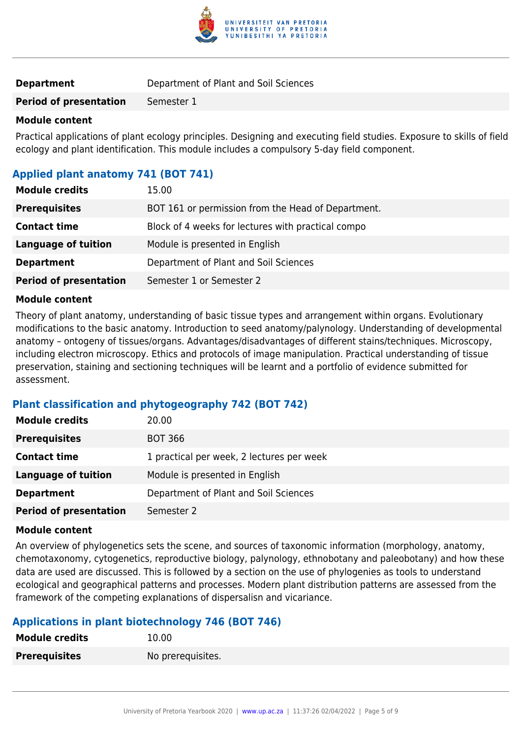| | |
|---|---|
| **Department** | Department of Plant and Soil Sciences |
| **Period of presentation** | Semester 1 |

**Module content**

Practical applications of plant ecology principles. Designing and executing field studies. Exposure to skills of field ecology and plant identification. This module includes a compulsory 5-day field component.

### Applied plant anatomy 741 (BOT 741)

| | |
|---|---|
| **Module credits** | 15.00 |
| **Prerequisites** | BOT 161 or permission from the Head of Department. |
| **Contact time** | Block of 4 weeks for lectures with practical compo |
| **Language of tuition** | Module is presented in English |
| **Department** | Department of Plant and Soil Sciences |
| **Period of presentation** | Semester 1 or Semester 2 |

**Module content**

Theory of plant anatomy, understanding of basic tissue types and arrangement within organs. Evolutionary modifications to the basic anatomy. Introduction to seed anatomy/palynology. Understanding of developmental anatomy – ontogeny of tissues/organs. Advantages/disadvantages of different stains/techniques. Microscopy, including electron microscopy. Ethics and protocols of image manipulation. Practical understanding of tissue preservation, staining and sectioning techniques will be learnt and a portfolio of evidence submitted for assessment.

### Plant classification and phytogeography 742 (BOT 742)

| | |
|---|---|
| **Module credits** | 20.00 |
| **Prerequisites** | BOT 366 |
| **Contact time** | 1 practical per week, 2 lectures per week |
| **Language of tuition** | Module is presented in English |
| **Department** | Department of Plant and Soil Sciences |
| **Period of presentation** | Semester 2 |

**Module content**

An overview of phylogenetics sets the scene, and sources of taxonomic information (morphology, anatomy, chemotaxonomy, cytogenetics, reproductive biology, palynology, ethnobotany and paleobotany) and how these data are used are discussed. This is followed by a section on the use of phylogenies as tools to understand ecological and geographical patterns and processes. Modern plant distribution patterns are assessed from the framework of the competing explanations of dispersalisn and vicariance.

### Applications in plant biotechnology 746 (BOT 746)

| | |
|---|---|
| **Module credits** | 10.00 |
| **Prerequisites** | No prerequisites. |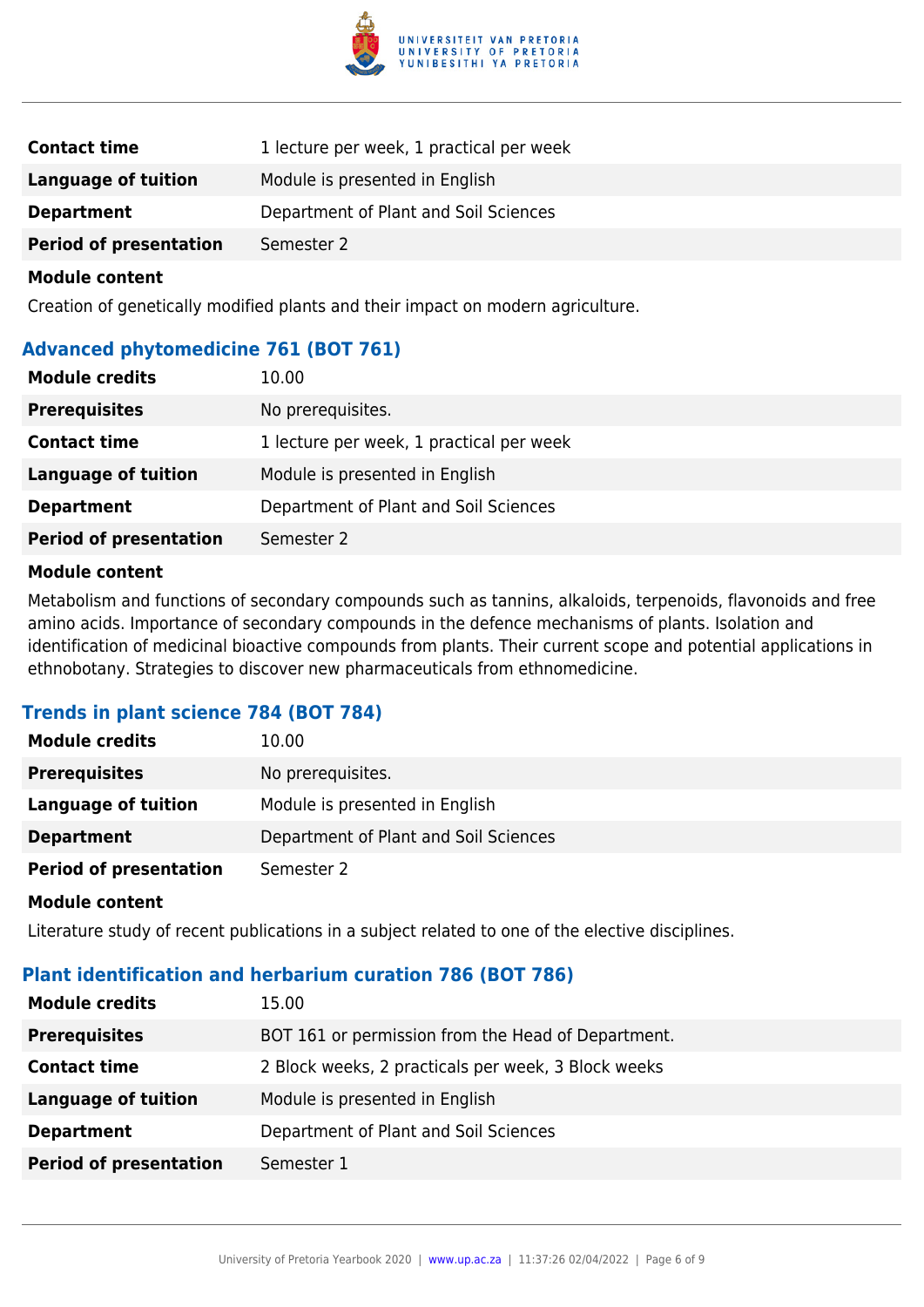| | |
|---|---|
| **Contact time** | 1 lecture per week, 1 practical per week |
| **Language of tuition** | Module is presented in English |
| **Department** | Department of Plant and Soil Sciences |
| **Period of presentation** | Semester 2 |

**Module content**

Creation of genetically modified plants and their impact on modern agriculture.

### Advanced phytomedicine 761 (BOT 761)

| | |
|---|---|
| **Module credits** | 10.00 |
| **Prerequisites** | No prerequisites. |
| **Contact time** | 1 lecture per week, 1 practical per week |
| **Language of tuition** | Module is presented in English |
| **Department** | Department of Plant and Soil Sciences |
| **Period of presentation** | Semester 2 |

**Module content**

Metabolism and functions of secondary compounds such as tannins, alkaloids, terpenoids, flavonoids and free amino acids. Importance of secondary compounds in the defence mechanisms of plants. Isolation and identification of medicinal bioactive compounds from plants. Their current scope and potential applications in ethnobotany. Strategies to discover new pharmaceuticals from ethnomedicine.

### Trends in plant science 784 (BOT 784)

| | |
|---|---|
| **Module credits** | 10.00 |
| **Prerequisites** | No prerequisites. |
| **Language of tuition** | Module is presented in English |
| **Department** | Department of Plant and Soil Sciences |
| **Period of presentation** | Semester 2 |

**Module content**

Literature study of recent publications in a subject related to one of the elective disciplines.

### Plant identification and herbarium curation 786 (BOT 786)

| | |
|---|---|
| **Module credits** | 15.00 |
| **Prerequisites** | BOT 161 or permission from the Head of Department. |
| **Contact time** | 2 Block weeks, 2 practicals per week, 3 Block weeks |
| **Language of tuition** | Module is presented in English |
| **Department** | Department of Plant and Soil Sciences |
| **Period of presentation** | Semester 1 |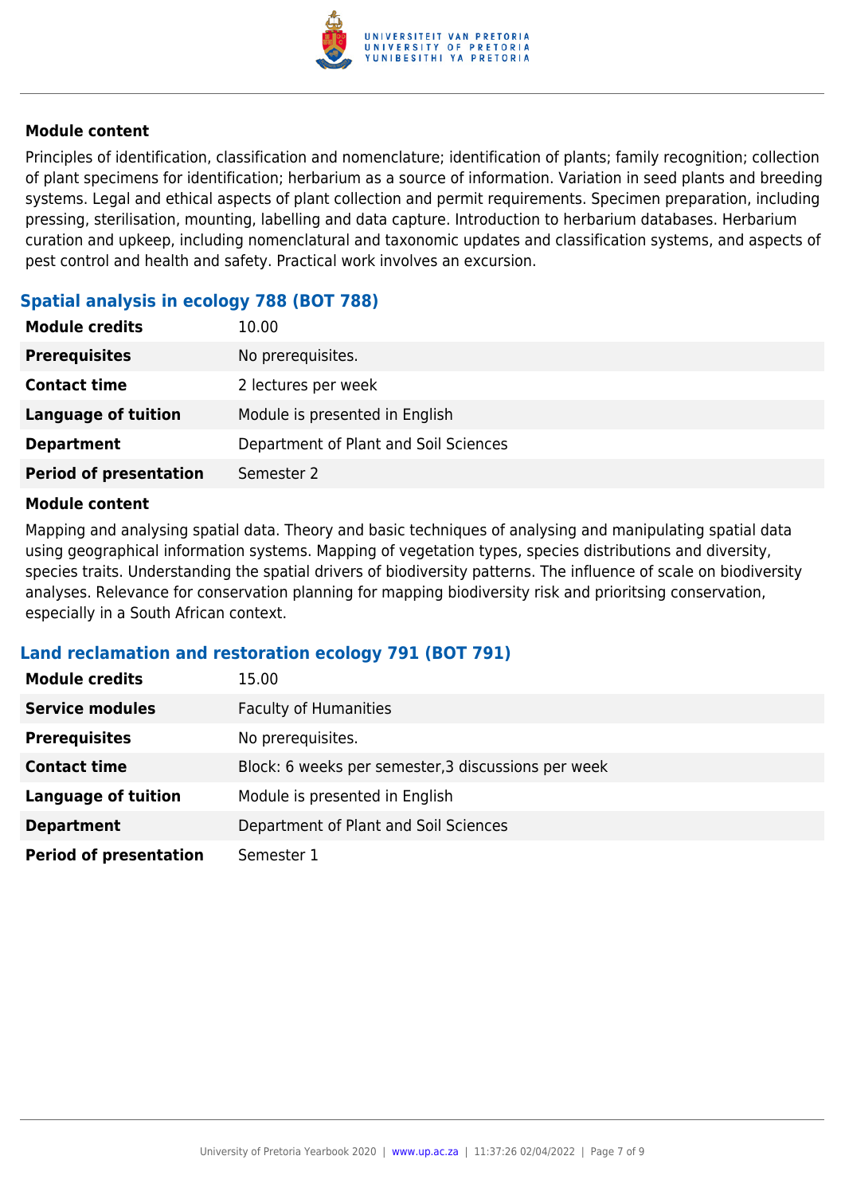#### Module content

Principles of identification, classification and nomenclature; identification of plants; family recognition; collection of plant specimens for identification; herbarium as a source of information. Variation in seed plants and breeding systems. Legal and ethical aspects of plant collection and permit requirements. Specimen preparation, including pressing, sterilisation, mounting, labelling and data capture. Introduction to herbarium databases. Herbarium curation and upkeep, including nomenclatural and taxonomic updates and classification systems, and aspects of pest control and health and safety. Practical work involves an excursion.

### Spatial analysis in ecology 788 (BOT 788)

| | |
|---|---|
| **Module credits** | 10.00 |
| **Prerequisites** | No prerequisites. |
| **Contact time** | 2 lectures per week |
| **Language of tuition** | Module is presented in English |
| **Department** | Department of Plant and Soil Sciences |
| **Period of presentation** | Semester 2 |

#### Module content

Mapping and analysing spatial data. Theory and basic techniques of analysing and manipulating spatial data using geographical information systems. Mapping of vegetation types, species distributions and diversity, species traits. Understanding the spatial drivers of biodiversity patterns. The influence of scale on biodiversity analyses. Relevance for conservation planning for mapping biodiversity risk and prioritsing conservation, especially in a South African context.

### Land reclamation and restoration ecology 791 (BOT 791)

| | |
|---|---|
| **Module credits** | 15.00 |
| **Service modules** | Faculty of Humanities |
| **Prerequisites** | No prerequisites. |
| **Contact time** | Block: 6 weeks per semester,3 discussions per week |
| **Language of tuition** | Module is presented in English |
| **Department** | Department of Plant and Soil Sciences |
| **Period of presentation** | Semester 1 |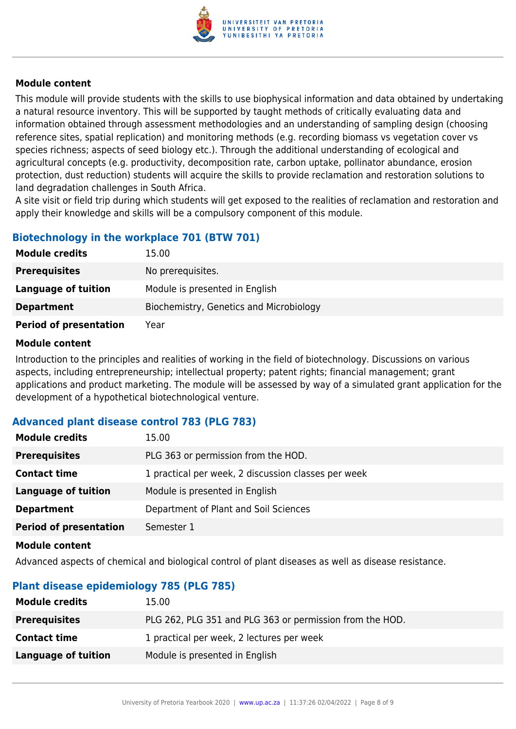#### Module content

This module will provide students with the skills to use biophysical information and data obtained by undertaking a natural resource inventory. This will be supported by taught methods of critically evaluating data and information obtained through assessment methodologies and an understanding of sampling design (choosing reference sites, spatial replication) and monitoring methods (e.g. recording biomass vs vegetation cover vs species richness; aspects of seed biology etc.). Through the additional understanding of ecological and agricultural concepts (e.g. productivity, decomposition rate, carbon uptake, pollinator abundance, erosion protection, dust reduction) students will acquire the skills to provide reclamation and restoration solutions to land degradation challenges in South Africa.
A site visit or field trip during which students will get exposed to the realities of reclamation and restoration and apply their knowledge and skills will be a compulsory component of this module.

### Biotechnology in the workplace 701 (BTW 701)

| | |
|---|---|
| **Module credits** | 15.00 |
| **Prerequisites** | No prerequisites. |
| **Language of tuition** | Module is presented in English |
| **Department** | Biochemistry, Genetics and Microbiology |
| **Period of presentation** | Year |

#### Module content

Introduction to the principles and realities of working in the field of biotechnology. Discussions on various aspects, including entrepreneurship; intellectual property; patent rights; financial management; grant applications and product marketing. The module will be assessed by way of a simulated grant application for the development of a hypothetical biotechnological venture.

### Advanced plant disease control 783 (PLG 783)

| | |
|---|---|
| **Module credits** | 15.00 |
| **Prerequisites** | PLG 363 or permission from the HOD. |
| **Contact time** | 1 practical per week, 2 discussion classes per week |
| **Language of tuition** | Module is presented in English |
| **Department** | Department of Plant and Soil Sciences |
| **Period of presentation** | Semester 1 |

#### Module content

Advanced aspects of chemical and biological control of plant diseases as well as disease resistance.

### Plant disease epidemiology 785 (PLG 785)

| | |
|---|---|
| **Module credits** | 15.00 |
| **Prerequisites** | PLG 262, PLG 351 and PLG 363 or permission from the HOD. |
| **Contact time** | 1 practical per week, 2 lectures per week |
| **Language of tuition** | Module is presented in English |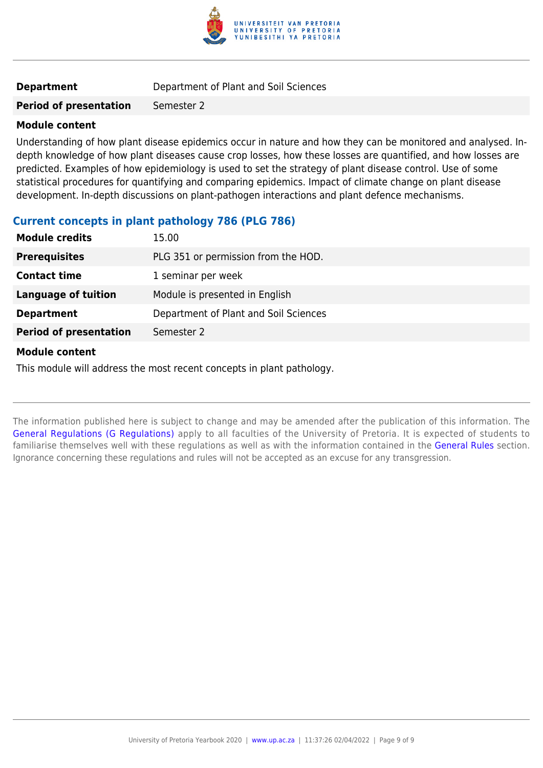| | |
|---|---|
| **Department** | Department of Plant and Soil Sciences |
| **Period of presentation** | Semester 2 |

**Module content**

Understanding of how plant disease epidemics occur in nature and how they can be monitored and analysed. In-depth knowledge of how plant diseases cause crop losses, how these losses are quantified, and how losses are predicted. Examples of how epidemiology is used to set the strategy of plant disease control. Use of some statistical procedures for quantifying and comparing epidemics. Impact of climate change on plant disease development. In-depth discussions on plant-pathogen interactions and plant defence mechanisms.

### Current concepts in plant pathology 786 (PLG 786)

| | |
|---|---|
| **Module credits** | 15.00 |
| **Prerequisites** | PLG 351 or permission from the HOD. |
| **Contact time** | 1 seminar per week |
| **Language of tuition** | Module is presented in English |
| **Department** | Department of Plant and Soil Sciences |
| **Period of presentation** | Semester 2 |

**Module content**

This module will address the most recent concepts in plant pathology.

The information published here is subject to change and may be amended after the publication of this information. The General Regulations (G Regulations) apply to all faculties of the University of Pretoria. It is expected of students to familiarise themselves well with these regulations as well as with the information contained in the General Rules section. Ignorance concerning these regulations and rules will not be accepted as an excuse for any transgression.